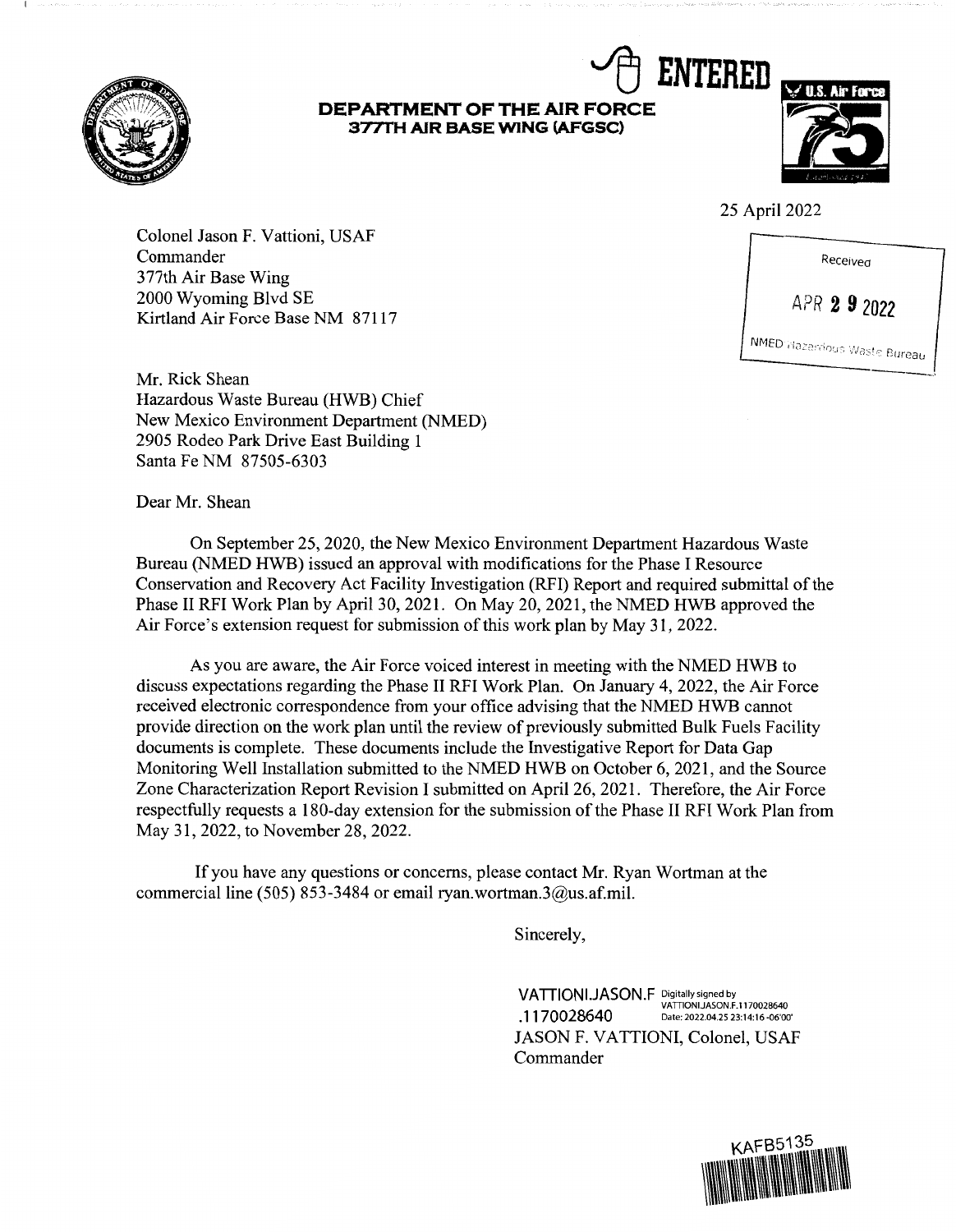ENTERED

**DEPARTMENT OF THE AIR FORCE**
**377TH AIR BASE WING (AFGSC)**

25 April 2022

Received
APR 29 2022
NMED Hazardous Waste Bureau

Colonel Jason F. Vattioni, USAF
Commander
377th Air Base Wing
2000 Wyoming Blvd SE
Kirtland Air Force Base NM 87117

Mr. Rick Shean
Hazardous Waste Bureau (HWB) Chief
New Mexico Environment Department (NMED)
2905 Rodeo Park Drive East Building 1
Santa Fe NM 87505-6303

Dear Mr. Shean

On September 25, 2020, the New Mexico Environment Department Hazardous Waste Bureau (NMED HWB) issued an approval with modifications for the Phase I Resource Conservation and Recovery Act Facility Investigation (RFI) Report and required submittal of the Phase II RFI Work Plan by April 30, 2021. On May 20, 2021, the NMED HWB approved the Air Force's extension request for submission of this work plan by May 31, 2022.

As you are aware, the Air Force voiced interest in meeting with the NMED HWB to discuss expectations regarding the Phase II RFI Work Plan. On January 4, 2022, the Air Force received electronic correspondence from your office advising that the NMED HWB cannot provide direction on the work plan until the review of previously submitted Bulk Fuels Facility documents is complete. These documents include the Investigative Report for Data Gap Monitoring Well Installation submitted to the NMED HWB on October 6, 2021, and the Source Zone Characterization Report Revision 1 submitted on April 26, 2021. Therefore, the Air Force respectfully requests a 180-day extension for the submission of the Phase II RFI Work Plan from May 31, 2022, to November 28, 2022.

If you have any questions or concerns, please contact Mr. Ryan Wortman at the commercial line (505) 853-3484 or email ryan.wortman.3@us.af.mil.

Sincerely,

VATTIONI.JASON.F.1170028640 Digitally signed by VATTIONI.JASON.F.1170028640 Date: 2022.04.25 23:14:16 -06'00'
JASON F. VATTIONI, Colonel, USAF
Commander

KAFB5135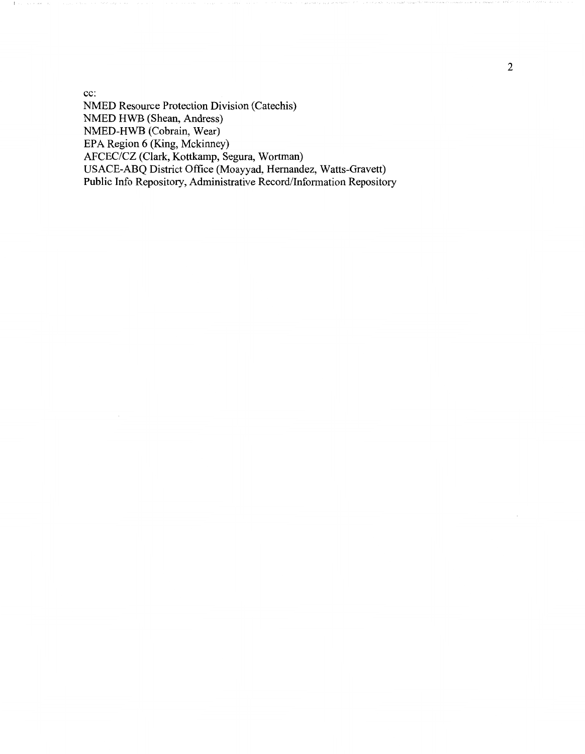cc:
NMED Resource Protection Division (Catechis)
NMED HWB (Shean, Andress)
NMED-HWB (Cobrain, Wear)
EPA Region 6 (King, Mckinney)
AFCEC/CZ (Clark, Kottkamp, Segura, Wortman)
USACE-ABQ District Office (Moayyad, Hernandez, Watts-Gravett)
Public Info Repository, Administrative Record/Information Repository